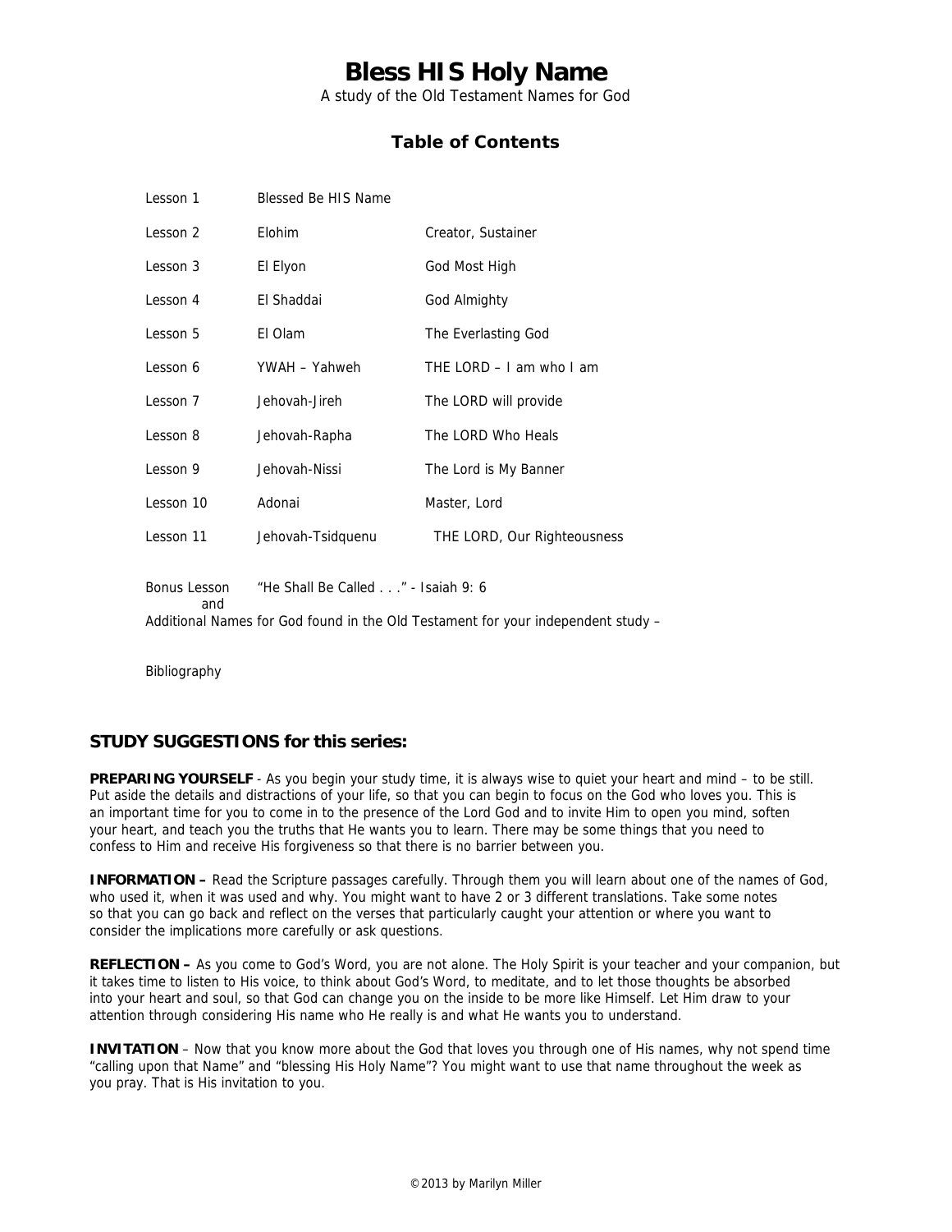# Bless HIS Holy Name

A study of the Old Testament Names for God

## Table of Contents

| | | |
|---|---|---|
| Lesson 1 | Blessed Be HIS Name | |
| Lesson 2 | Elohim | Creator, Sustainer |
| Lesson 3 | El Elyon | God Most High |
| Lesson 4 | El Shaddai | God Almighty |
| Lesson 5 | El Olam | The Everlasting God |
| Lesson 6 | YWAH – Yahweh | THE LORD – I am who I am |
| Lesson 7 | Jehovah-Jireh | The LORD will provide |
| Lesson 8 | Jehovah-Rapha | The LORD Who Heals |
| Lesson 9 | Jehovah-Nissi | The Lord is My Banner |
| Lesson 10 | Adonai | Master, Lord |
| Lesson 11 | Jehovah-Tsidquenu | THE LORD, Our Righteousness |

Bonus Lesson "He Shall Be Called . . ." - Isaiah 9: 6
and
Additional Names for God found in the Old Testament for your independent study –

Bibliography

## STUDY SUGGESTIONS for this series:

**PREPARING YOURSELF** - As you begin your study time, it is always wise to quiet your heart and mind – to be still. Put aside the details and distractions of your life, so that you can begin to focus on the God who loves you. This is an important time for you to come in to the presence of the Lord God and to invite Him to open you mind, soften your heart, and teach you the truths that He wants you to learn. There may be some things that you need to confess to Him and receive His forgiveness so that there is no barrier between you.

**INFORMATION –** Read the Scripture passages carefully. Through them you will learn about one of the names of God, who used it, when it was used and why. You might want to have 2 or 3 different translations. Take some notes so that you can go back and reflect on the verses that particularly caught your attention or where you want to consider the implications more carefully or ask questions.

**REFLECTION –** As you come to God's Word, you are not alone. The Holy Spirit is your teacher and your companion, but it takes time to listen to His voice, to think about God's Word, to meditate, and to let those thoughts be absorbed into your heart and soul, so that God can change you on the inside to be more like Himself. Let Him draw to your attention through considering His name who He really is and what He wants you to understand.

**INVITATION** – Now that you know more about the God that loves you through one of His names, why not spend time "calling upon that Name" and "blessing His Holy Name"? You might want to use that name throughout the week as you pray. That is His invitation to you.

© 2013 by Marilyn Miller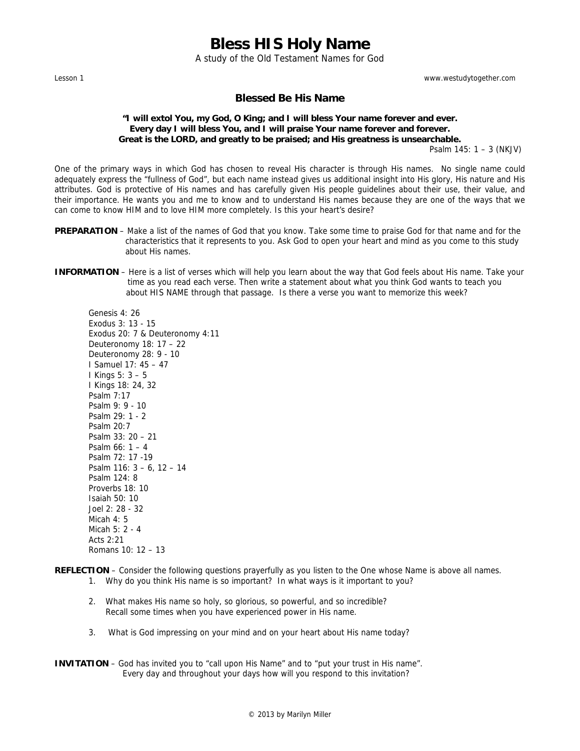# Bless HIS Holy Name

A study of the Old Testament Names for God

Lesson 1 www.westudytogether.com

## Blessed Be His Name

**"I will extol You, my God, O King; and I will bless Your name forever and ever.**
**Every day I will bless You, and I will praise Your name forever and forever.**
**Great is the LORD, and greatly to be praised; and His greatness is unsearchable.**

Psalm 145: 1 – 3 (NKJV)

One of the primary ways in which God has chosen to reveal His character is through His names. No single name could adequately express the "fullness of God", but each name instead gives us additional insight into His glory, His nature and His attributes. God is protective of His names and has carefully given His people guidelines about their use, their value, and their importance. He wants you and me to know and to understand His names because they are one of the ways that we can come to know HIM and to love HIM more completely. Is this your heart's desire?

**PREPARATION** – Make a list of the names of God that you know. Take some time to praise God for that name and for the characteristics that it represents to you. Ask God to open your heart and mind as you come to this study about His names.

**INFORMATION** – Here is a list of verses which will help you learn about the way that God feels about His name. Take your time as you read each verse. Then write a statement about what you think God wants to teach you about HIS NAME through that passage. Is there a verse you want to memorize this week?

Genesis 4: 26
Exodus 3: 13 - 15
Exodus 20: 7 & Deuteronomy 4:11
Deuteronomy 18: 17 – 22
Deuteronomy 28: 9 - 10
I Samuel 17: 45 – 47
I Kings 5: 3 – 5
I Kings 18: 24, 32
Psalm 7:17
Psalm 9: 9 - 10
Psalm 29: 1 - 2
Psalm 20:7
Psalm 33: 20 – 21
Psalm 66: 1 – 4
Psalm 72: 17 -19
Psalm 116: 3 – 6, 12 – 14
Psalm 124: 8
Proverbs 18: 10
Isaiah 50: 10
Joel 2: 28 - 32
Micah 4: 5
Micah 5: 2 - 4
Acts 2:21
Romans 10: 12 – 13

**REFLECTION** – Consider the following questions prayerfully as you listen to the One whose Name is above all names.

1. Why do you think His name is so important? In what ways is it important to you?
2. What makes His name so holy, so glorious, so powerful, and so incredible? Recall some times when you have experienced power in His name.
3. What is God impressing on your mind and on your heart about His name today?

**INVITATION** – God has invited you to "call upon His Name" and to "put your trust in His name". Every day and throughout your days how will you respond to this invitation?

© 2013 by Marilyn Miller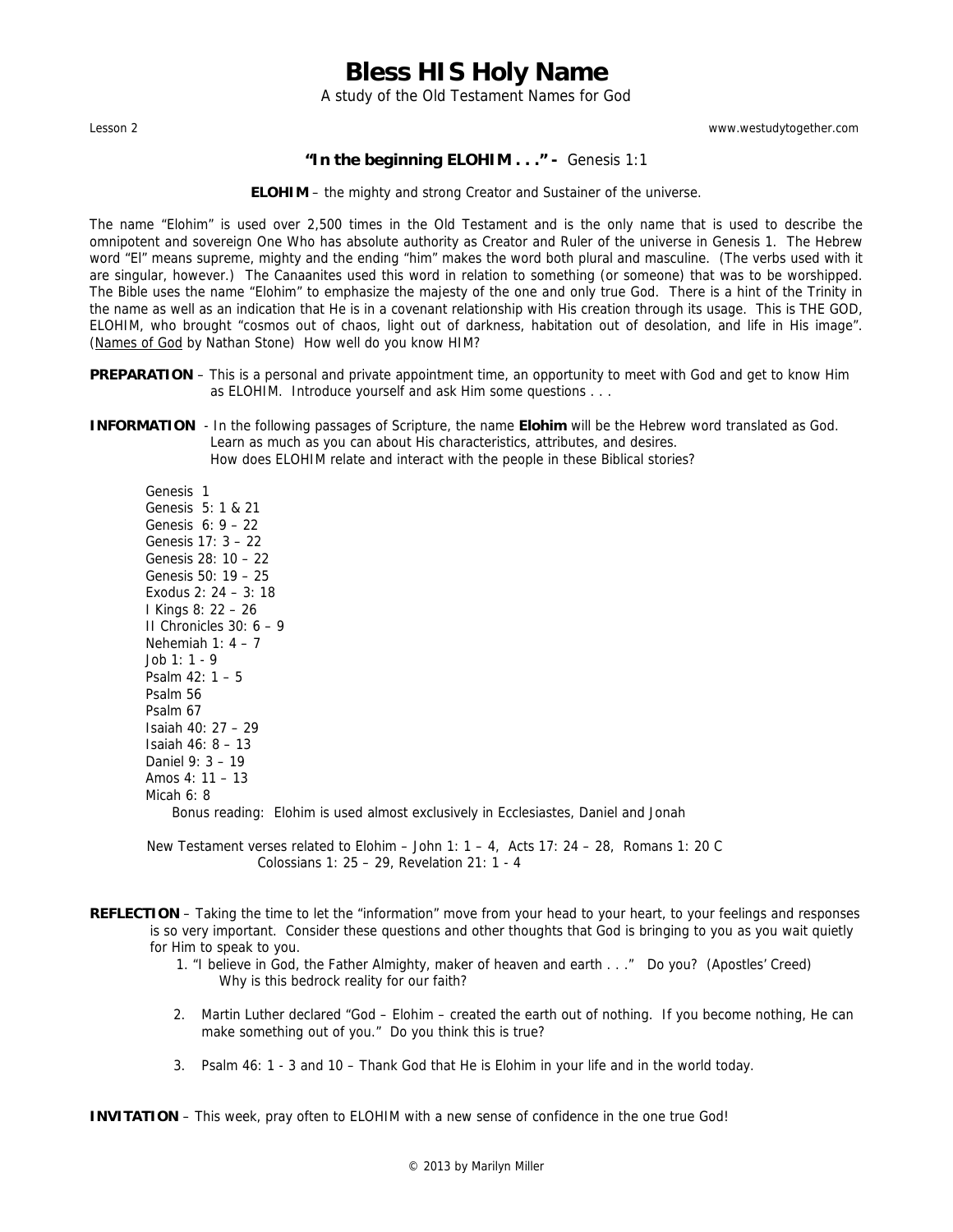# Bless HIS Holy Name

A study of the Old Testament Names for God

Lesson 2 www.westudytogether.com

### "In the beginning ELOHIM . . ." - Genesis 1:1

**ELOHIM** – the mighty and strong Creator and Sustainer of the universe.

The name "Elohim" is used over 2,500 times in the Old Testament and is the only name that is used to describe the omnipotent and sovereign One Who has absolute authority as Creator and Ruler of the universe in Genesis 1. The Hebrew word "El" means supreme, mighty and the ending "him" makes the word both plural and masculine. (The verbs used with it are singular, however.) The Canaanites used this word in relation to something (or someone) that was to be worshipped. The Bible uses the name "Elohim" to emphasize the majesty of the one and only true God. There is a hint of the Trinity in the name as well as an indication that He is in a covenant relationship with His creation through its usage. This is THE GOD, ELOHIM, who brought "cosmos out of chaos, light out of darkness, habitation out of desolation, and life in His image". (Names of God by Nathan Stone) How well do you know HIM?

**PREPARATION** – This is a personal and private appointment time, an opportunity to meet with God and get to know Him as ELOHIM. Introduce yourself and ask Him some questions . . .

**INFORMATION** - In the following passages of Scripture, the name **Elohim** will be the Hebrew word translated as God. Learn as much as you can about His characteristics, attributes, and desires. How does ELOHIM relate and interact with the people in these Biblical stories?

Genesis 1
Genesis 5: 1 & 21
Genesis 6: 9 – 22
Genesis 17: 3 – 22
Genesis 28: 10 – 22
Genesis 50: 19 – 25
Exodus 2: 24 – 3: 18
I Kings 8: 22 – 26
II Chronicles 30: 6 – 9
Nehemiah 1: 4 – 7
Job 1: 1 - 9
Psalm 42: 1 – 5
Psalm 56
Psalm 67
Isaiah 40: 27 – 29
Isaiah 46: 8 – 13
Daniel 9: 3 – 19
Amos 4: 11 – 13
Micah 6: 8

Bonus reading: Elohim is used almost exclusively in Ecclesiastes, Daniel and Jonah

New Testament verses related to Elohim – John 1: 1 – 4, Acts 17: 24 – 28, Romans 1: 20 C
Colossians 1: 25 – 29, Revelation 21: 1 - 4

**REFLECTION** – Taking the time to let the "information" move from your head to your heart, to your feelings and responses is so very important. Consider these questions and other thoughts that God is bringing to you as you wait quietly for Him to speak to you.

1. "I believe in God, the Father Almighty, maker of heaven and earth . . ." Do you? (Apostles' Creed) Why is this bedrock reality for our faith?

2. Martin Luther declared "God – Elohim – created the earth out of nothing. If you become nothing, He can make something out of you." Do you think this is true?

3. Psalm 46: 1 - 3 and 10 – Thank God that He is Elohim in your life and in the world today.

**INVITATION** – This week, pray often to ELOHIM with a new sense of confidence in the one true God!

© 2013 by Marilyn Miller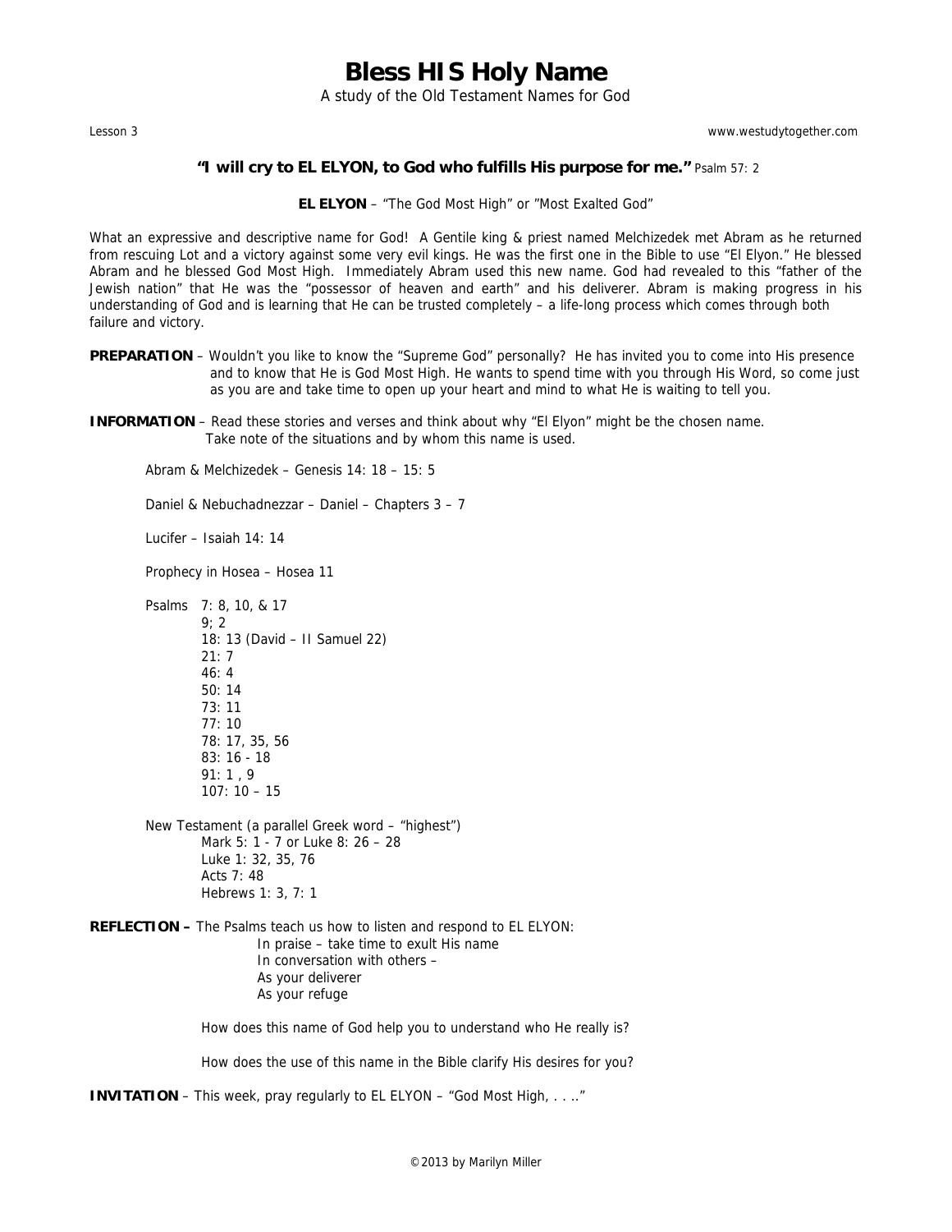# Bless HIS Holy Name

A study of the Old Testament Names for God

Lesson 3 www.westudytogether.com

**"I will cry to EL ELYON, to God who fulfills His purpose for me."** Psalm 57: 2

**EL ELYON** – "The God Most High" or "Most Exalted God"

What an expressive and descriptive name for God! A Gentile king & priest named Melchizedek met Abram as he returned from rescuing Lot and a victory against some very evil kings. He was the first one in the Bible to use "El Elyon." He blessed Abram and he blessed God Most High. Immediately Abram used this new name. God had revealed to this "father of the Jewish nation" that He was the "possessor of heaven and earth" and his deliverer. Abram is making progress in his understanding of God and is learning that He can be trusted completely – a life-long process which comes through both failure and victory.

**PREPARATION** – Wouldn't you like to know the "Supreme God" personally? He has invited you to come into His presence and to know that He is God Most High. He wants to spend time with you through His Word, so come just as you are and take time to open up your heart and mind to what He is waiting to tell you.

**INFORMATION** – Read these stories and verses and think about why "El Elyon" might be the chosen name. Take note of the situations and by whom this name is used.

Abram & Melchizedek – Genesis 14: 18 – 15: 5

Daniel & Nebuchadnezzar – Daniel – Chapters 3 – 7

Lucifer – Isaiah 14: 14

Prophecy in Hosea – Hosea 11

Psalms 7: 8, 10, & 17
9; 2
18: 13 (David – II Samuel 22)
21: 7
46: 4
50: 14
73: 11
77: 10
78: 17, 35, 56
83: 16 - 18
91: 1 , 9
107: 10 – 15

New Testament (a parallel Greek word – "highest")
Mark 5: 1 - 7 or Luke 8: 26 – 28
Luke 1: 32, 35, 76
Acts 7: 48
Hebrews 1: 3, 7: 1

**REFLECTION –** The Psalms teach us how to listen and respond to EL ELYON:
In praise – take time to exult His name
In conversation with others –
As your deliverer
As your refuge

How does this name of God help you to understand who He really is?

How does the use of this name in the Bible clarify His desires for you?

**INVITATION** – This week, pray regularly to EL ELYON – "God Most High, . . .."

© 2013 by Marilyn Miller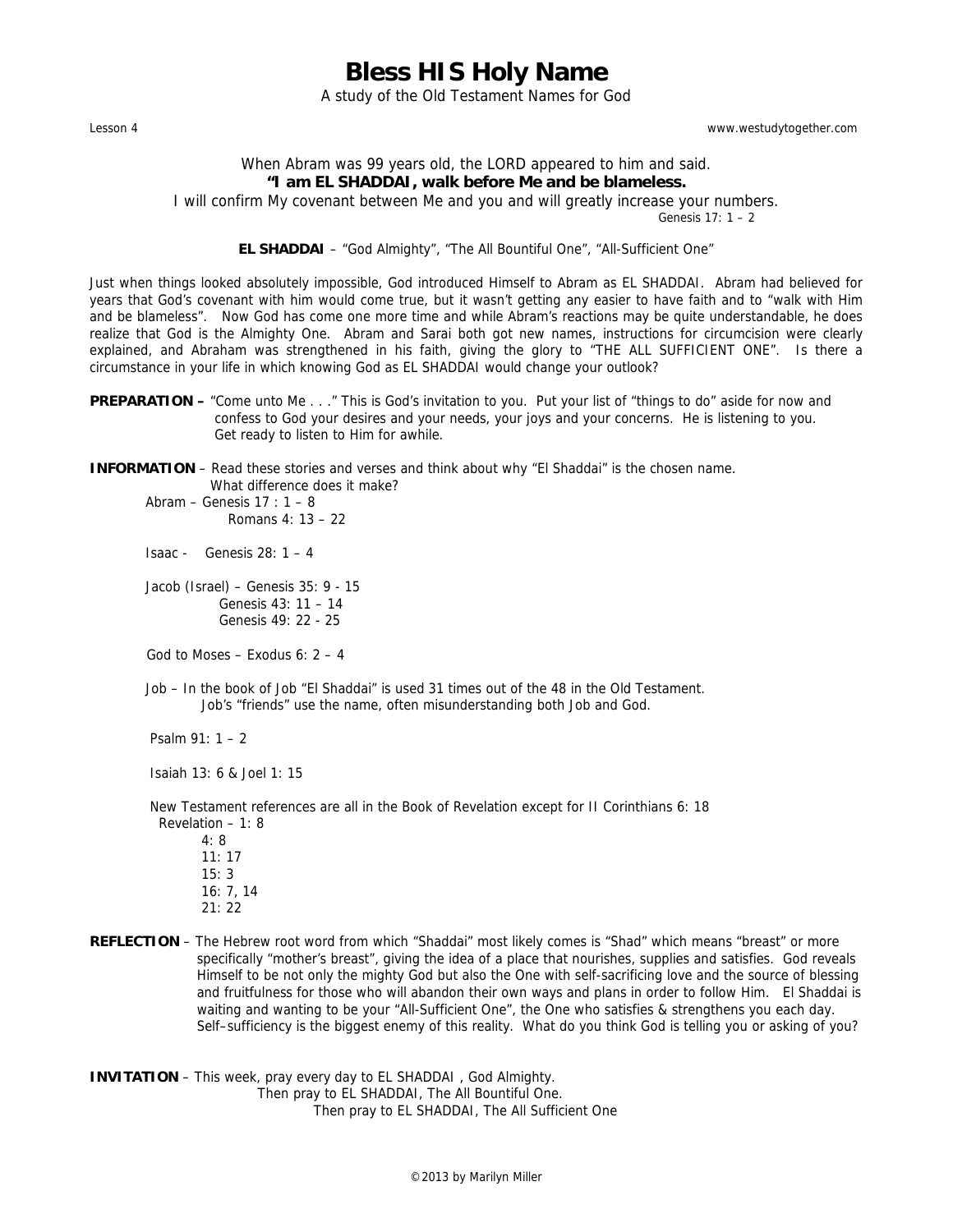# Bless HIS Holy Name

A study of the Old Testament Names for God

Lesson 4 www.westudytogether.com

When Abram was 99 years old, the LORD appeared to him and said.

**"I am EL SHADDAI, walk before Me and be blameless.**

I will confirm My covenant between Me and you and will greatly increase your numbers.

Genesis 17: 1 – 2

**EL SHADDAI** – "God Almighty", "The All Bountiful One", "All-Sufficient One"

Just when things looked absolutely impossible, God introduced Himself to Abram as EL SHADDAI. Abram had believed for years that God's covenant with him would come true, but it wasn't getting any easier to have faith and to "walk with Him and be blameless". Now God has come one more time and while Abram's reactions may be quite understandable, he does realize that God is the Almighty One. Abram and Sarai both got new names, instructions for circumcision were clearly explained, and Abraham was strengthened in his faith, giving the glory to "THE ALL SUFFICIENT ONE". Is there a circumstance in your life in which knowing God as EL SHADDAI would change your outlook?

**PREPARATION –** "Come unto Me . . ." This is God's invitation to you. Put your list of "things to do" aside for now and confess to God your desires and your needs, your joys and your concerns. He is listening to you. Get ready to listen to Him for awhile.

**INFORMATION** – Read these stories and verses and think about why "El Shaddai" is the chosen name. What difference does it make?

Abram – Genesis 17 : 1 – 8
Romans 4: 13 – 22

Isaac - Genesis 28: 1 – 4

Jacob (Israel) – Genesis 35: 9 - 15
Genesis 43: 11 – 14
Genesis 49: 22 - 25

God to Moses – Exodus 6: 2 – 4

Job – In the book of Job "El Shaddai" is used 31 times out of the 48 in the Old Testament. Job's "friends" use the name, often misunderstanding both Job and God.

Psalm 91: 1 – 2

Isaiah 13: 6 & Joel 1: 15

New Testament references are all in the Book of Revelation except for II Corinthians 6: 18

Revelation – 1: 8
4: 8
11: 17
15: 3
16: 7, 14
21: 22

**REFLECTION** – The Hebrew root word from which "Shaddai" most likely comes is "Shad" which means "breast" or more specifically "mother's breast", giving the idea of a place that nourishes, supplies and satisfies. God reveals Himself to be not only the mighty God but also the One with self-sacrificing love and the source of blessing and fruitfulness for those who will abandon their own ways and plans in order to follow Him. El Shaddai is waiting and wanting to be your "All-Sufficient One", the One who satisfies & strengthens you each day. Self–sufficiency is the biggest enemy of this reality. What do you think God is telling you or asking of you?

**INVITATION** – This week, pray every day to EL SHADDAI , God Almighty.
Then pray to EL SHADDAI, The All Bountiful One.
Then pray to EL SHADDAI, The All Sufficient One

© 2013 by Marilyn Miller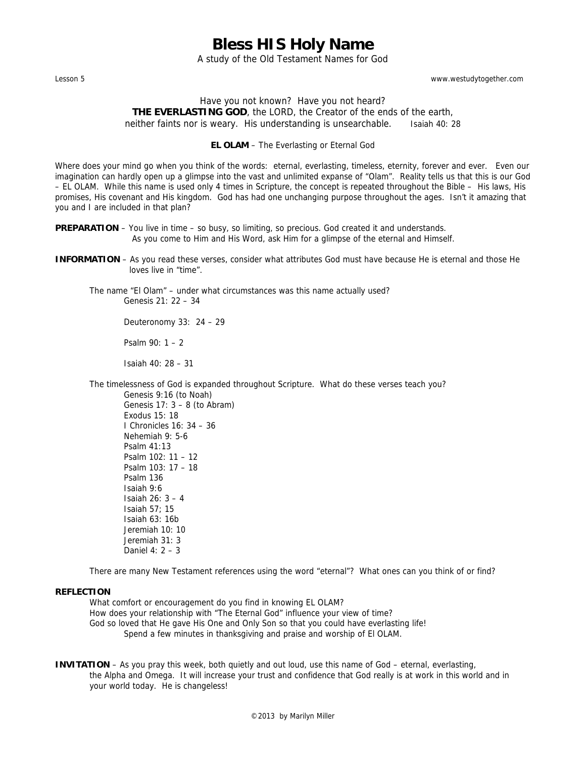# Bless HIS Holy Name

A study of the Old Testament Names for God

Lesson 5 www.westudytogether.com

Have you not known? Have you not heard?
**THE EVERLASTING GOD**, the LORD, the Creator of the ends of the earth,
neither faints nor is weary. His understanding is unsearchable. Isaiah 40: 28

**EL OLAM** – The Everlasting or Eternal God

Where does your mind go when you think of the words: eternal, everlasting, timeless, eternity, forever and ever. Even our imagination can hardly open up a glimpse into the vast and unlimited expanse of "Olam". Reality tells us that this is our God – EL OLAM. While this name is used only 4 times in Scripture, the concept is repeated throughout the Bible – His laws, His promises, His covenant and His kingdom. God has had one unchanging purpose throughout the ages. Isn't it amazing that you and I are included in that plan?

**PREPARATION** – You live in time – so busy, so limiting, so precious. God created it and understands. As you come to Him and His Word, ask Him for a glimpse of the eternal and Himself.

**INFORMATION** – As you read these verses, consider what attributes God must have because He is eternal and those He loves live in "time".

The name "El Olam" – under what circumstances was this name actually used?

Genesis 21: 22 – 34

Deuteronomy 33: 24 – 29

Psalm 90: 1 – 2

Isaiah 40: 28 – 31

The timelessness of God is expanded throughout Scripture. What do these verses teach you?

Genesis 9:16 (to Noah)
Genesis 17: 3 – 8 (to Abram)
Exodus 15: 18
I Chronicles 16: 34 – 36
Nehemiah 9: 5-6
Psalm 41:13
Psalm 102: 11 – 12
Psalm 103: 17 – 18
Psalm 136
Isaiah 9:6
Isaiah 26: 3 – 4
Isaiah 57; 15
Isaiah 63: 16b
Jeremiah 10: 10
Jeremiah 31: 3
Daniel 4: 2 – 3

There are many New Testament references using the word "eternal"? What ones can you think of or find?

**REFLECTION**

What comfort or encouragement do you find in knowing EL OLAM?
How does your relationship with "The Eternal God" influence your view of time?
God so loved that He gave His One and Only Son so that you could have everlasting life!
Spend a few minutes in thanksgiving and praise and worship of El OLAM.

**INVITATION** – As you pray this week, both quietly and out loud, use this name of God – eternal, everlasting, the Alpha and Omega. It will increase your trust and confidence that God really is at work in this world and in your world today. He is changeless!

©2013 by Marilyn Miller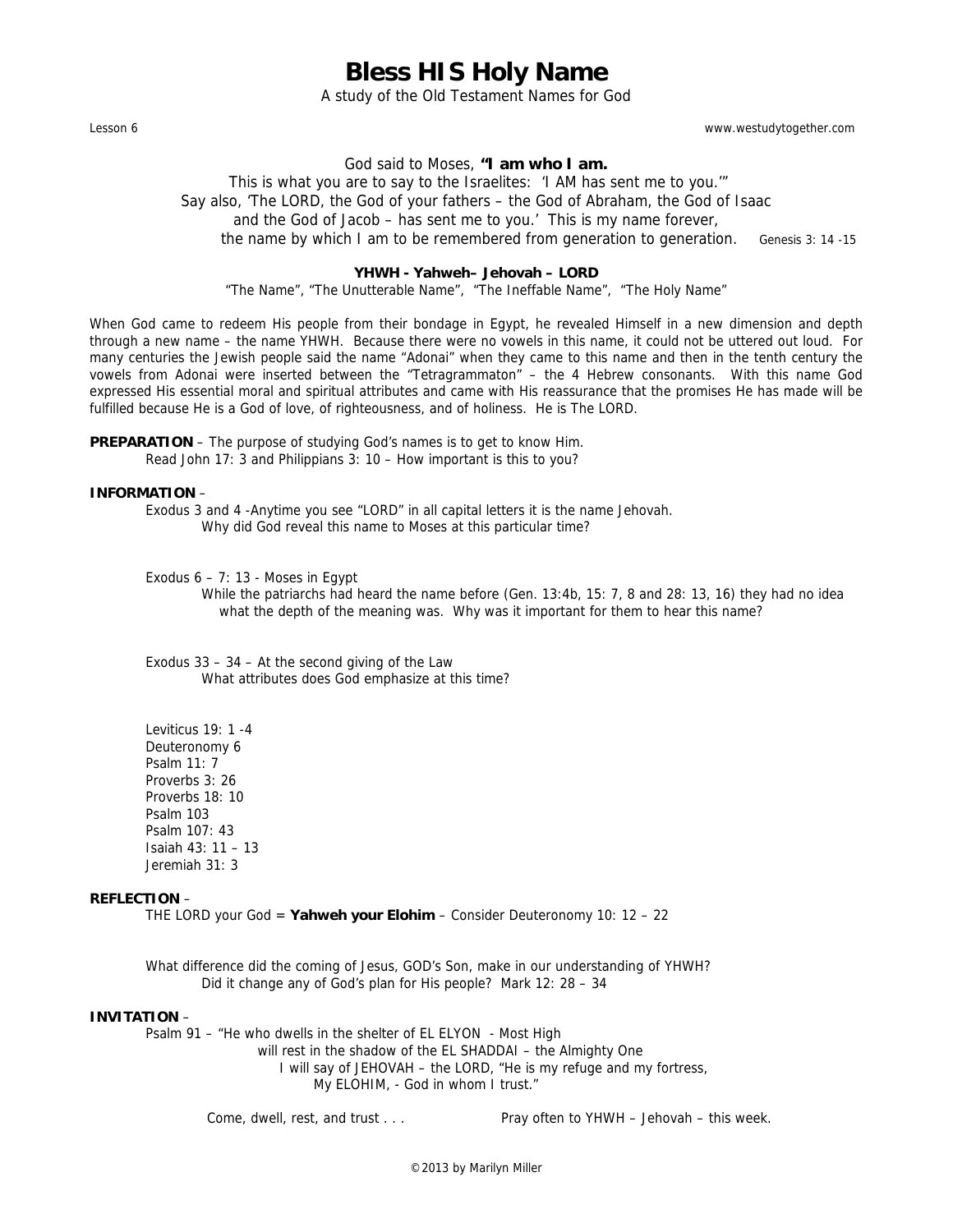# Bless HIS Holy Name

A study of the Old Testament Names for God

Lesson 6

God said to Moses, **"I am who I am.**
This is what you are to say to the Israelites: 'I AM has sent me to you.'"
Say also, 'The LORD, the God of your fathers – the God of Abraham, the God of Isaac
and the God of Jacob – has sent me to you.' This is my name forever,
the name by which I am to be remembered from generation to generation. Genesis 3: 14 -15

**YHWH - Yahweh– Jehovah – LORD**

"The Name", "The Unutterable Name", "The Ineffable Name", "The Holy Name"

When God came to redeem His people from their bondage in Egypt, he revealed Himself in a new dimension and depth through a new name – the name YHWH. Because there were no vowels in this name, it could not be uttered out loud. For many centuries the Jewish people said the name "Adonai" when they came to this name and then in the tenth century the vowels from Adonai were inserted between the "Tetragrammaton" – the 4 Hebrew consonants. With this name God expressed His essential moral and spiritual attributes and came with His reassurance that the promises He has made will be fulfilled because He is a God of love, of righteousness, and of holiness. He is The LORD.

**PREPARATION** – The purpose of studying God's names is to get to know Him.
Read John 17: 3 and Philippians 3: 10 – How important is this to you?

**INFORMATION** –

Exodus 3 and 4 -Anytime you see "LORD" in all capital letters it is the name Jehovah.
Why did God reveal this name to Moses at this particular time?

Exodus 6 – 7: 13 - Moses in Egypt
While the patriarchs had heard the name before (Gen. 13:4b, 15: 7, 8 and 28: 13, 16) they had no idea what the depth of the meaning was. Why was it important for them to hear this name?

Exodus 33 – 34 – At the second giving of the Law
What attributes does God emphasize at this time?

Leviticus 19: 1 -4
Deuteronomy 6
Psalm 11: 7
Proverbs 3: 26
Proverbs 18: 10
Psalm 103
Psalm 107: 43
Isaiah 43: 11 – 13
Jeremiah 31: 3

**REFLECTION** –

THE LORD your God = **Yahweh your Elohim** – Consider Deuteronomy 10: 12 – 22

What difference did the coming of Jesus, GOD's Son, make in our understanding of YHWH?
Did it change any of God's plan for His people? Mark 12: 28 – 34

**INVITATION** –

Psalm 91 – "He who dwells in the shelter of EL ELYON - Most High
will rest in the shadow of the EL SHADDAI – the Almighty One
I will say of JEHOVAH – the LORD, "He is my refuge and my fortress,
My ELOHIM, - God in whom I trust."

Come, dwell, rest, and trust . . . Pray often to YHWH – Jehovah – this week.

©2013 by Marilyn Miller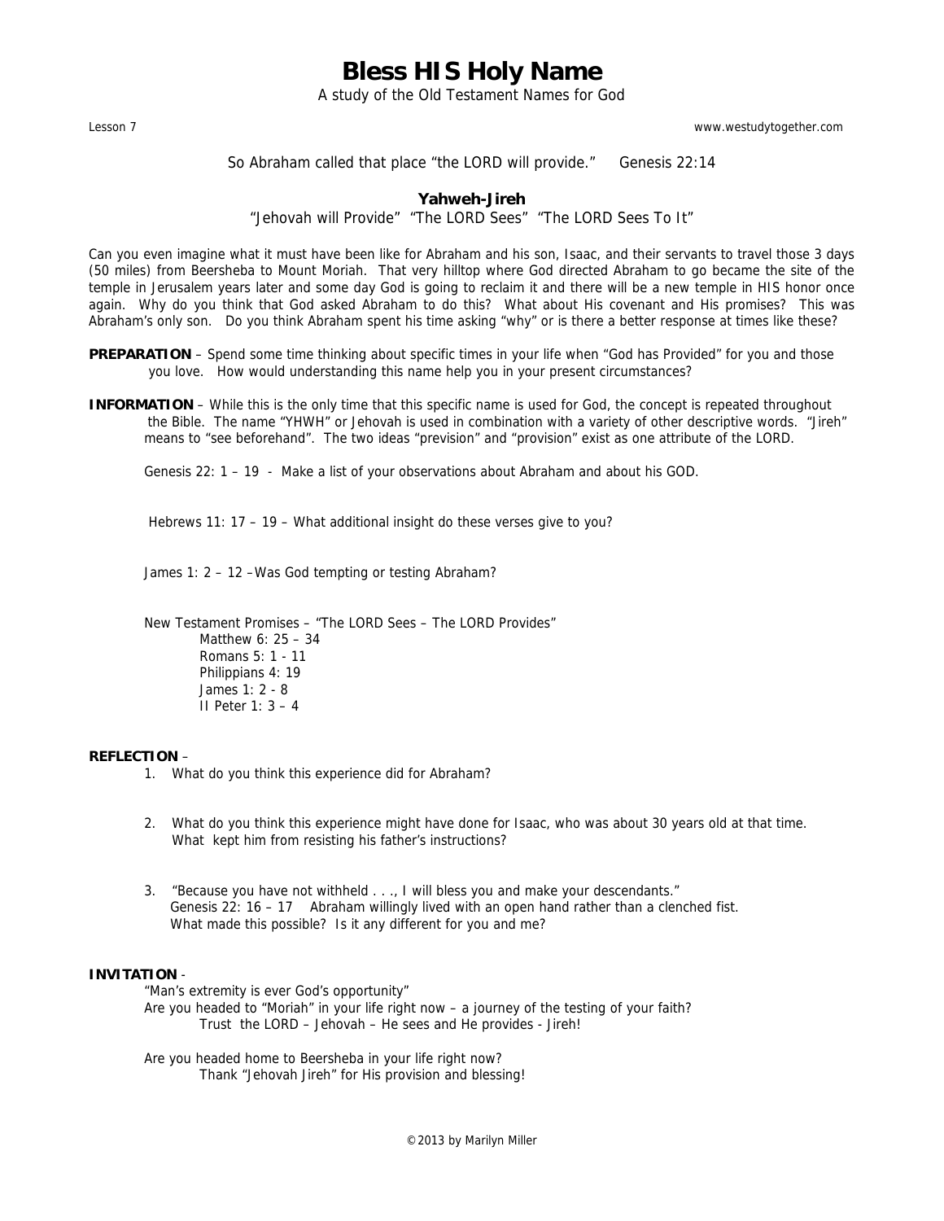# Bless HIS Holy Name

A study of the Old Testament Names for God

Lesson 7 www.westudytogether.com

So Abraham called that place "the LORD will provide." Genesis 22:14

## Yahweh-Jireh

"Jehovah will Provide" "The LORD Sees" "The LORD Sees To It"

Can you even imagine what it must have been like for Abraham and his son, Isaac, and their servants to travel those 3 days (50 miles) from Beersheba to Mount Moriah. That very hilltop where God directed Abraham to go became the site of the temple in Jerusalem years later and some day God is going to reclaim it and there will be a new temple in HIS honor once again. Why do you think that God asked Abraham to do this? What about His covenant and His promises? This was Abraham's only son. Do you think Abraham spent his time asking "why" or is there a better response at times like these?

**PREPARATION** – Spend some time thinking about specific times in your life when "God has Provided" for you and those you love. How would understanding this name help you in your present circumstances?

**INFORMATION** – While this is the only time that this specific name is used for God, the concept is repeated throughout the Bible. The name "YHWH" or Jehovah is used in combination with a variety of other descriptive words. "Jireh" means to "see beforehand". The two ideas "prevision" and "provision" exist as one attribute of the LORD.

Genesis 22: 1 – 19 - Make a list of your observations about Abraham and about his GOD.

Hebrews 11: 17 – 19 – What additional insight do these verses give to you?

James 1: 2 – 12 –Was God tempting or testing Abraham?

New Testament Promises – "The LORD Sees – The LORD Provides"

- Matthew 6: 25 – 34
- Romans 5: 1 - 11
- Philippians 4: 19
- James 1: 2 - 8
- II Peter 1: 3 – 4

**REFLECTION** –

1. What do you think this experience did for Abraham?

2. What do you think this experience might have done for Isaac, who was about 30 years old at that time. What kept him from resisting his father's instructions?

3. "Because you have not withheld . . ., I will bless you and make your descendants." Genesis 22: 16 – 17 Abraham willingly lived with an open hand rather than a clenched fist. What made this possible? Is it any different for you and me?

**INVITATION** -

"Man's extremity is ever God's opportunity"

Are you headed to "Moriah" in your life right now – a journey of the testing of your faith?

Trust the LORD – Jehovah – He sees and He provides - Jireh!

Are you headed home to Beersheba in your life right now?

Thank "Jehovah Jireh" for His provision and blessing!

©2013 by Marilyn Miller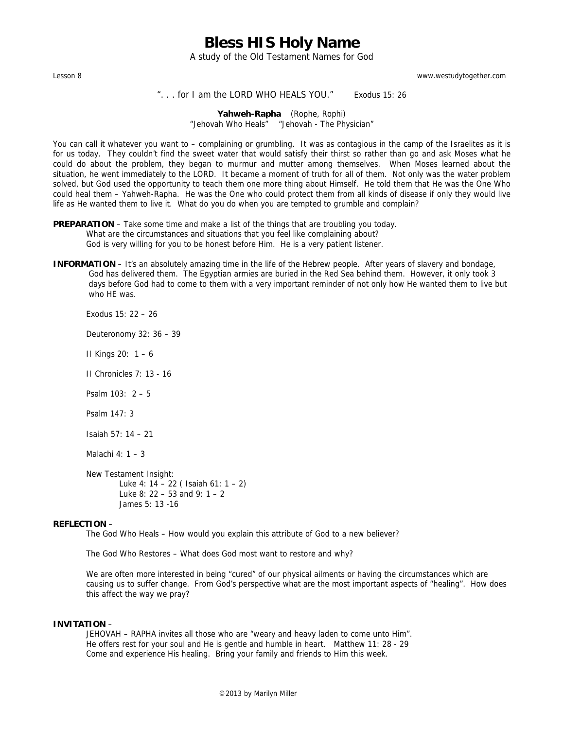# Bless HIS Holy Name

A study of the Old Testament Names for God

Lesson 8 www.westudytogether.com

". . . for I am the LORD WHO HEALS YOU." Exodus 15: 26

**Yahweh-Rapha** (Rophe, Rophi)
"Jehovah Who Heals" "Jehovah - The Physician"

You can call it whatever you want to – complaining or grumbling. It was as contagious in the camp of the Israelites as it is for us today. They couldn't find the sweet water that would satisfy their thirst so rather than go and ask Moses what he could do about the problem, they began to murmur and mutter among themselves. When Moses learned about the situation, he went immediately to the LORD. It became a moment of truth for all of them. Not only was the water problem solved, but God used the opportunity to teach them one more thing about Himself. He told them that He was the One Who could heal them – Yahweh-Rapha. He was the One who could protect them from all kinds of disease if only they would live life as He wanted them to live it. What do you do when you are tempted to grumble and complain?

**PREPARATION** – Take some time and make a list of the things that are troubling you today.
What are the circumstances and situations that you feel like complaining about?
God is very willing for you to be honest before Him. He is a very patient listener.

**INFORMATION** – It's an absolutely amazing time in the life of the Hebrew people. After years of slavery and bondage, God has delivered them. The Egyptian armies are buried in the Red Sea behind them. However, it only took 3 days before God had to come to them with a very important reminder of not only how He wanted them to live but who HE was.

Exodus 15: 22 – 26

Deuteronomy 32: 36 – 39

II Kings 20: 1 – 6

II Chronicles 7: 13 - 16

Psalm 103: 2 – 5

Psalm 147: 3

Isaiah 57: 14 – 21

Malachi 4: 1 – 3

New Testament Insight:
- Luke 4: 14 – 22 ( Isaiah 61: 1 – 2)
- Luke 8: 22 – 53 and 9: 1 – 2
- James 5: 13 -16

**REFLECTION** –

The God Who Heals – How would you explain this attribute of God to a new believer?

The God Who Restores – What does God most want to restore and why?

We are often more interested in being "cured" of our physical ailments or having the circumstances which are causing us to suffer change. From God's perspective what are the most important aspects of "healing". How does this affect the way we pray?

**INVITATION** –

JEHOVAH – RAPHA invites all those who are "weary and heavy laden to come unto Him".
He offers rest for your soul and He is gentle and humble in heart. Matthew 11: 28 - 29
Come and experience His healing. Bring your family and friends to Him this week.

©2013 by Marilyn Miller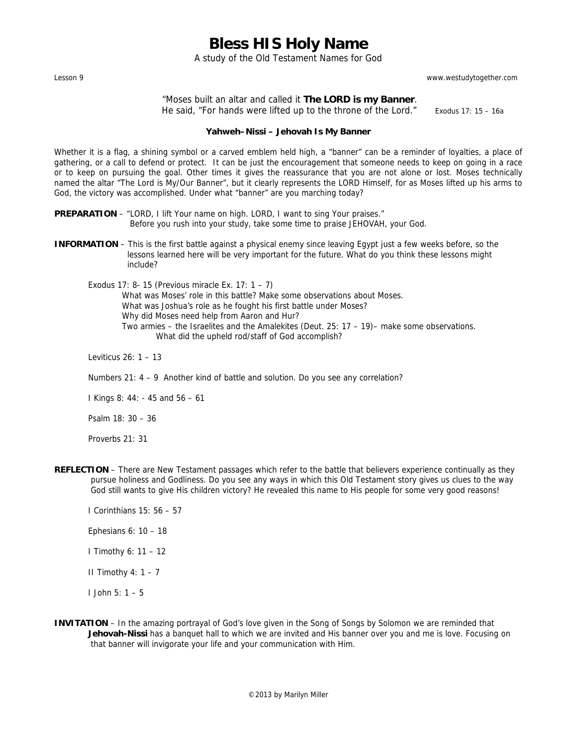# Bless HIS Holy Name

A study of the Old Testament Names for God

Lesson 9 www.westudytogether.com

"Moses built an altar and called it **The LORD is my Banner**.
He said, "For hands were lifted up to the throne of the Lord." Exodus 17: 15 – 16a

### Yahweh–Nissi – Jehovah Is My Banner

Whether it is a flag, a shining symbol or a carved emblem held high, a "banner" can be a reminder of loyalties, a place of gathering, or a call to defend or protect. It can be just the encouragement that someone needs to keep on going in a race or to keep on pursuing the goal. Other times it gives the reassurance that you are not alone or lost. Moses technically named the altar "The Lord is My/Our Banner", but it clearly represents the LORD Himself, for as Moses lifted up his arms to God, the victory was accomplished. Under what "banner" are you marching today?

**PREPARATION** – "LORD, I lift Your name on high. LORD, I want to sing Your praises."
Before you rush into your study, take some time to praise JEHOVAH, your God.

**INFORMATION** – This is the first battle against a physical enemy since leaving Egypt just a few weeks before, so the lessons learned here will be very important for the future. What do you think these lessons might include?

Exodus 17: 8- 15 (Previous miracle Ex. 17: 1 – 7)
- What was Moses' role in this battle? Make some observations about Moses.
- What was Joshua's role as he fought his first battle under Moses?
- Why did Moses need help from Aaron and Hur?
- Two armies – the Israelites and the Amalekites (Deut. 25: 17 – 19)– make some observations.
  - What did the upheld rod/staff of God accomplish?

Leviticus 26: 1 – 13

Numbers 21: 4 – 9 Another kind of battle and solution. Do you see any correlation?

I Kings 8: 44: - 45 and 56 – 61

Psalm 18: 30 – 36

Proverbs 21: 31

**REFLECTION** – There are New Testament passages which refer to the battle that believers experience continually as they pursue holiness and Godliness. Do you see any ways in which this Old Testament story gives us clues to the way God still wants to give His children victory? He revealed this name to His people for some very good reasons!

I Corinthians 15: 56 – 57

Ephesians 6: 10 – 18

I Timothy 6: 11 – 12

II Timothy 4: 1 – 7

I John 5: 1 – 5

**INVITATION** – In the amazing portrayal of God's love given in the Song of Songs by Solomon we are reminded that **Jehovah-Nissi** has a banquet hall to which we are invited and His banner over you and me is love. Focusing on that banner will invigorate your life and your communication with Him.

©2013 by Marilyn Miller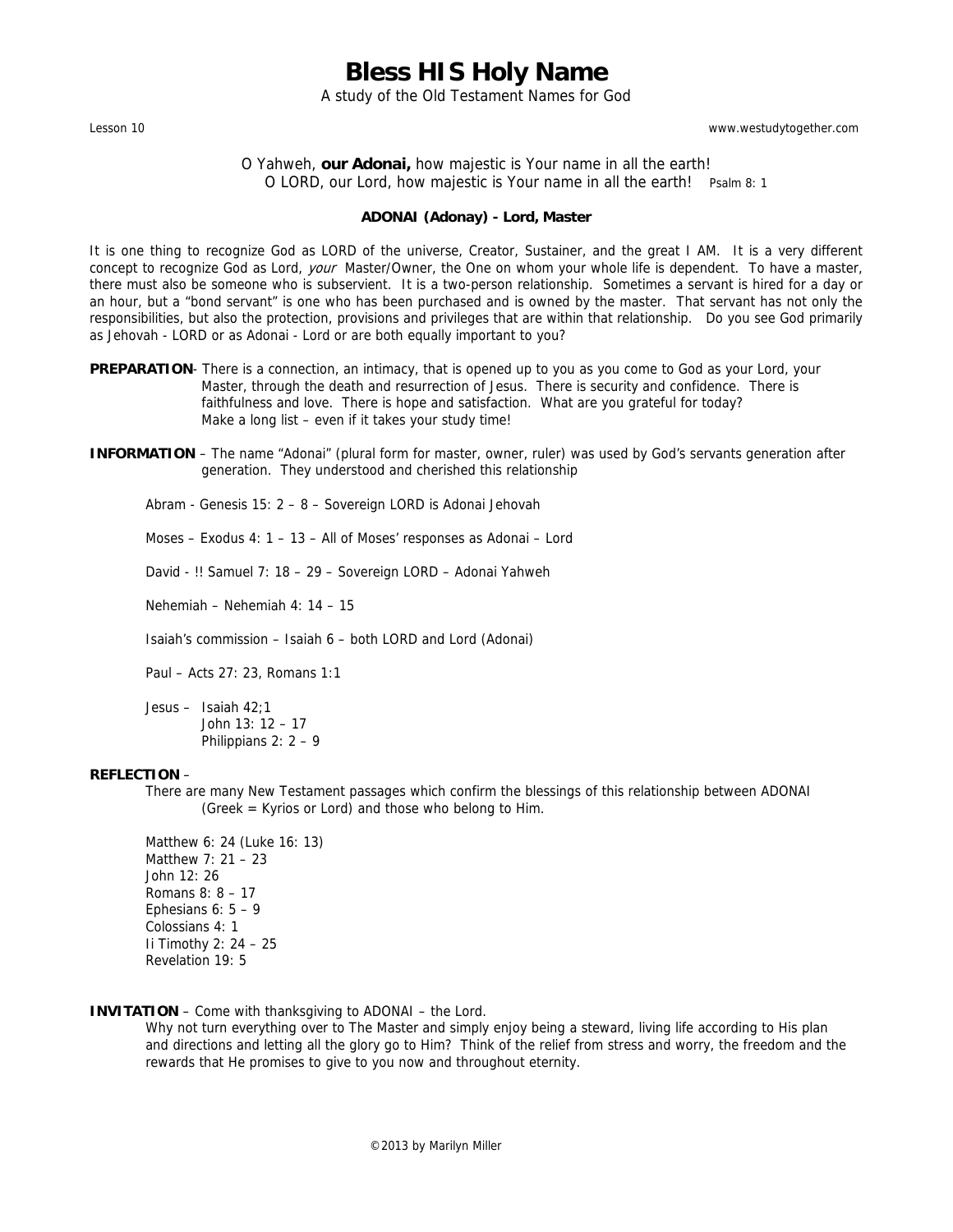# Bless HIS Holy Name

A study of the Old Testament Names for God

Lesson 10 www.westudytogether.com

O Yahweh, **our Adonai,** how majestic is Your name in all the earth!
O LORD, our Lord, how majestic is Your name in all the earth! Psalm 8: 1

**ADONAI (Adonay) - Lord, Master**

It is one thing to recognize God as LORD of the universe, Creator, Sustainer, and the great I AM. It is a very different concept to recognize God as Lord, *your* Master/Owner, the One on whom your whole life is dependent. To have a master, there must also be someone who is subservient. It is a two-person relationship. Sometimes a servant is hired for a day or an hour, but a "bond servant" is one who has been purchased and is owned by the master. That servant has not only the responsibilities, but also the protection, provisions and privileges that are within that relationship. Do you see God primarily as Jehovah - LORD or as Adonai - Lord or are both equally important to you?

**PREPARATION**- There is a connection, an intimacy, that is opened up to you as you come to God as your Lord, your Master, through the death and resurrection of Jesus. There is security and confidence. There is faithfulness and love. There is hope and satisfaction. What are you grateful for today? Make a long list – even if it takes your study time!

**INFORMATION** – The name "Adonai" (plural form for master, owner, ruler) was used by God's servants generation after generation. They understood and cherished this relationship

Abram - Genesis 15: 2 – 8 – Sovereign LORD is Adonai Jehovah

Moses – Exodus 4: 1 – 13 – All of Moses' responses as Adonai – Lord

David - !! Samuel 7: 18 – 29 – Sovereign LORD – Adonai Yahweh

Nehemiah – Nehemiah 4: 14 – 15

Isaiah's commission – Isaiah 6 – both LORD and Lord (Adonai)

Paul – Acts 27: 23, Romans 1:1

Jesus – Isaiah 42;1
John 13: 12 – 17
Philippians 2: 2 – 9

**REFLECTION** –

There are many New Testament passages which confirm the blessings of this relationship between ADONAI (Greek = Kyrios or Lord) and those who belong to Him.

Matthew 6: 24 (Luke 16: 13)
Matthew 7: 21 – 23
John 12: 26
Romans 8: 8 – 17
Ephesians 6: 5 – 9
Colossians 4: 1
Ii Timothy 2: 24 – 25
Revelation 19: 5

**INVITATION** – Come with thanksgiving to ADONAI – the Lord.

Why not turn everything over to The Master and simply enjoy being a steward, living life according to His plan and directions and letting all the glory go to Him? Think of the relief from stress and worry, the freedom and the rewards that He promises to give to you now and throughout eternity.

©2013 by Marilyn Miller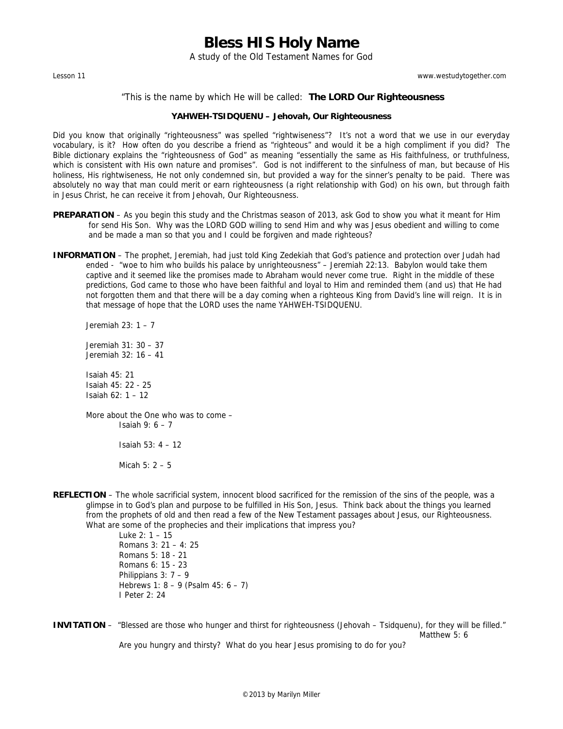# Bless HIS Holy Name

A study of the Old Testament Names for God

Lesson 11

www.westudytogether.com

"This is the name by which He will be called: **The LORD Our Righteousness**

**YAHWEH-TSIDQUENU – Jehovah, Our Righteousness**

Did you know that originally "righteousness" was spelled "rightwiseness"? It's not a word that we use in our everyday vocabulary, is it? How often do you describe a friend as "righteous" and would it be a high compliment if you did? The Bible dictionary explains the "righteousness of God" as meaning "essentially the same as His faithfulness, or truthfulness, which is consistent with His own nature and promises". God is not indifferent to the sinfulness of man, but because of His holiness, His rightwiseness, He not only condemned sin, but provided a way for the sinner's penalty to be paid. There was absolutely no way that man could merit or earn righteousness (a right relationship with God) on his own, but through faith in Jesus Christ, he can receive it from Jehovah, Our Righteousness.

**PREPARATION** – As you begin this study and the Christmas season of 2013, ask God to show you what it meant for Him for send His Son. Why was the LORD GOD willing to send Him and why was Jesus obedient and willing to come and be made a man so that you and I could be forgiven and made righteous?

**INFORMATION** – The prophet, Jeremiah, had just told King Zedekiah that God's patience and protection over Judah had ended - "woe to him who builds his palace by unrighteousness" – Jeremiah 22:13. Babylon would take them captive and it seemed like the promises made to Abraham would never come true. Right in the middle of these predictions, God came to those who have been faithful and loyal to Him and reminded them (and us) that He had not forgotten them and that there will be a day coming when a righteous King from David's line will reign. It is in that message of hope that the LORD uses the name YAHWEH-TSIDQUENU.

Jeremiah 23: 1 – 7

Jeremiah 31: 30 – 37
Jeremiah 32: 16 – 41

Isaiah 45: 21
Isaiah 45: 22 - 25
Isaiah 62: 1 – 12

More about the One who was to come –

Isaiah 9: 6 – 7

Isaiah 53: 4 – 12

Micah 5: 2 – 5

**REFLECTION** – The whole sacrificial system, innocent blood sacrificed for the remission of the sins of the people, was a glimpse in to God's plan and purpose to be fulfilled in His Son, Jesus. Think back about the things you learned from the prophets of old and then read a few of the New Testament passages about Jesus, our Righteousness. What are some of the prophecies and their implications that impress you?

Luke 2: 1 – 15
Romans 3: 21 – 4: 25
Romans 5: 18 - 21
Romans 6: 15 - 23
Philippians 3: 7 – 9
Hebrews 1: 8 – 9 (Psalm 45: 6 – 7)
I Peter 2: 24

**INVITATION** – "Blessed are those who hunger and thirst for righteousness (Jehovah – Tsidquenu), for they will be filled."
Matthew 5: 6

Are you hungry and thirsty? What do you hear Jesus promising to do for you?

©2013 by Marilyn Miller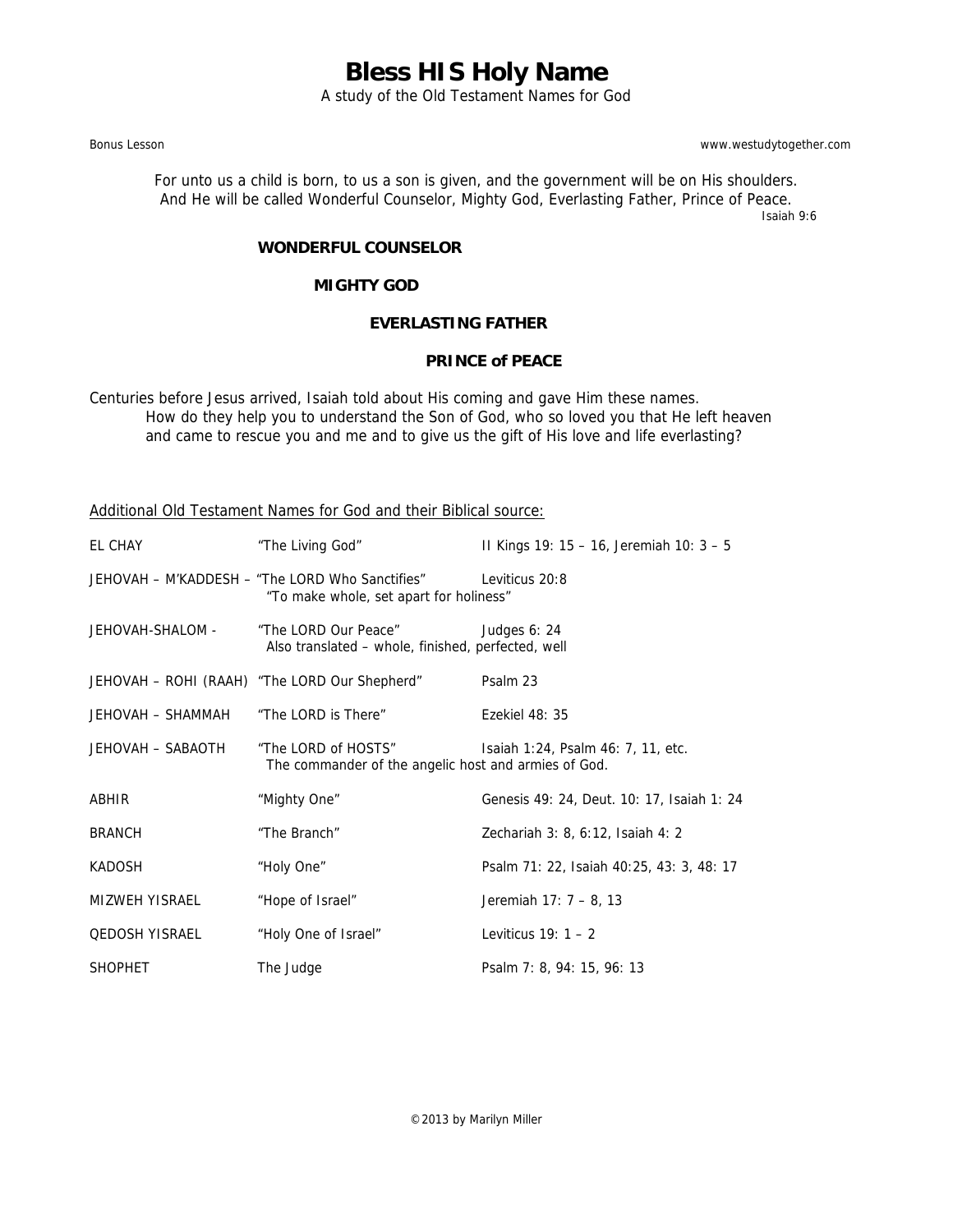# Bless HIS Holy Name

A study of the Old Testament Names for God

Bonus Lesson

www.westudytogether.com

For unto us a child is born, to us a son is given, and the government will be on His shoulders. And He will be called Wonderful Counselor, Mighty God, Everlasting Father, Prince of Peace.

Isaiah 9:6

**WONDERFUL COUNSELOR**

**MIGHTY GOD**

**EVERLASTING FATHER**

**PRINCE of PEACE**

Centuries before Jesus arrived, Isaiah told about His coming and gave Him these names.
How do they help you to understand the Son of God, who so loved you that He left heaven and came to rescue you and me and to give us the gift of His love and life everlasting?

Additional Old Testament Names for God and their Biblical source:

| | | |
|---|---|---|
| EL CHAY | "The Living God" | II Kings 19: 15 – 16, Jeremiah 10: 3 – 5 |
| JEHOVAH – M'KADDESH – | "The LORD Who Sanctifies" "To make whole, set apart for holiness" | Leviticus 20:8 |
| JEHOVAH-SHALOM - | "The LORD Our Peace" Also translated – whole, finished, perfected, well | Judges 6: 24 |
| JEHOVAH – ROHI (RAAH) | "The LORD Our Shepherd" | Psalm 23 |
| JEHOVAH – SHAMMAH | "The LORD is There" | Ezekiel 48: 35 |
| JEHOVAH – SABAOTH | "The LORD of HOSTS" The commander of the angelic host and armies of God. | Isaiah 1:24, Psalm 46: 7, 11, etc. |
| ABHIR | "Mighty One" | Genesis 49: 24, Deut. 10: 17, Isaiah 1: 24 |
| BRANCH | "The Branch" | Zechariah 3: 8, 6:12, Isaiah 4: 2 |
| KADOSH | "Holy One" | Psalm 71: 22, Isaiah 40:25, 43: 3, 48: 17 |
| MIZWEH YISRAEL | "Hope of Israel" | Jeremiah 17: 7 – 8, 13 |
| QEDOSH YISRAEL | "Holy One of Israel" | Leviticus 19: 1 – 2 |
| SHOPHET | The Judge | Psalm 7: 8, 94: 15, 96: 13 |

© 2013 by Marilyn Miller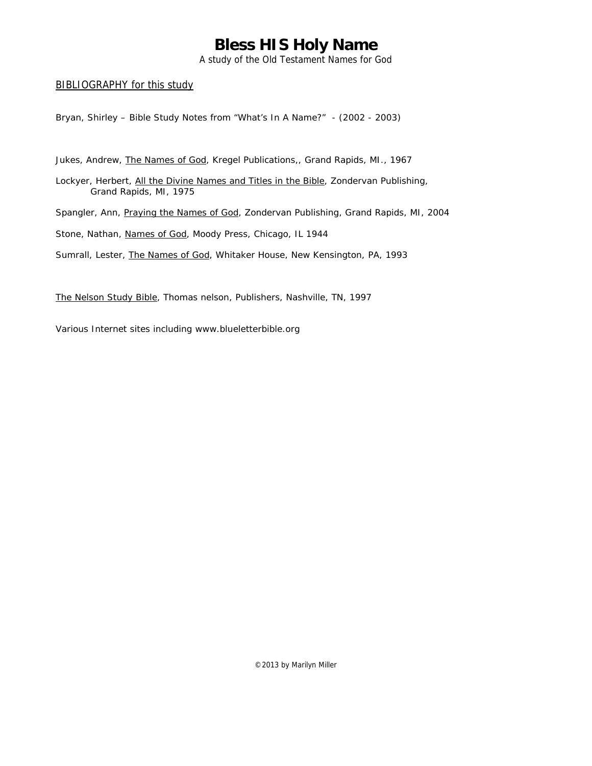# Bless HIS Holy Name

A study of the Old Testament Names for God

BIBLIOGRAPHY for this study

Bryan, Shirley – Bible Study Notes from "What's In A Name?" - (2002 - 2003)

Jukes, Andrew, The Names of God, Kregel Publications,, Grand Rapids, MI., 1967

Lockyer, Herbert, All the Divine Names and Titles in the Bible, Zondervan Publishing, Grand Rapids, MI, 1975

Spangler, Ann, Praying the Names of God, Zondervan Publishing, Grand Rapids, MI, 2004

Stone, Nathan, Names of God, Moody Press, Chicago, IL 1944

Sumrall, Lester, The Names of God, Whitaker House, New Kensington, PA, 1993

The Nelson Study Bible, Thomas nelson, Publishers, Nashville, TN, 1997

Various Internet sites including www.blueletterbible.org

©2013 by Marilyn Miller